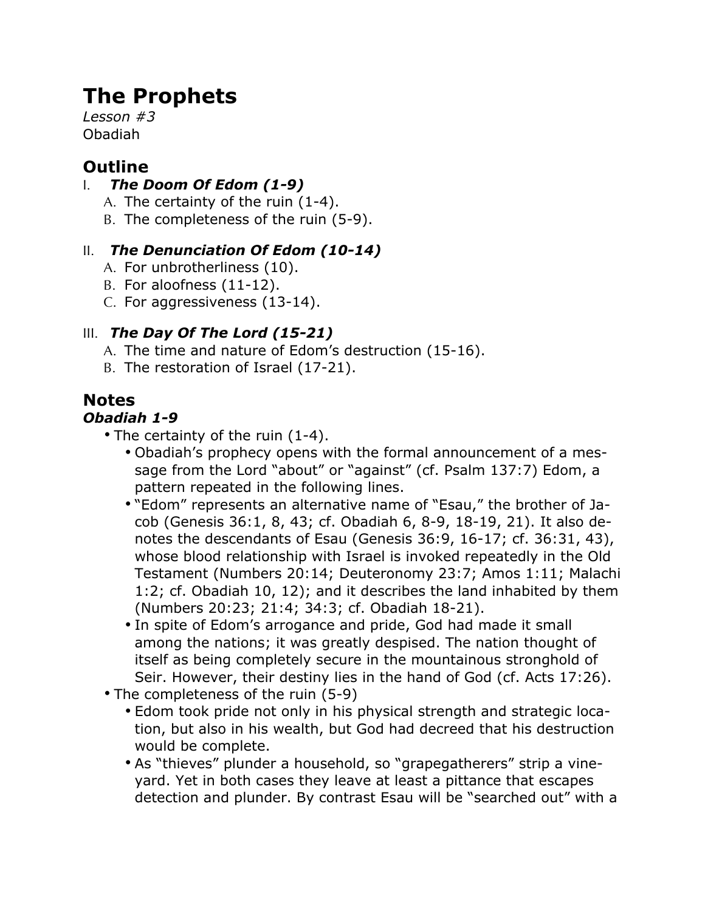# The Prophets

*Lesson #3*
Obadiah

## Outline

I. ***The Doom Of Edom (1-9)***
   A. The certainty of the ruin (1-4).
   B. The completeness of the ruin (5-9).

II. ***The Denunciation Of Edom (10-14)***
   A. For unbrotherliness (10).
   B. For aloofness (11-12).
   C. For aggressiveness (13-14).

III. ***The Day Of The Lord (15-21)***
   A. The time and nature of Edom's destruction (15-16).
   B. The restoration of Israel (17-21).

## Notes

### *Obadiah 1-9*

- The certainty of the ruin (1-4).
  - Obadiah's prophecy opens with the formal announcement of a message from the Lord "about" or "against" (cf. Psalm 137:7) Edom, a pattern repeated in the following lines.
  - "Edom" represents an alternative name of "Esau," the brother of Jacob (Genesis 36:1, 8, 43; cf. Obadiah 6, 8-9, 18-19, 21). It also denotes the descendants of Esau (Genesis 36:9, 16-17; cf. 36:31, 43), whose blood relationship with Israel is invoked repeatedly in the Old Testament (Numbers 20:14; Deuteronomy 23:7; Amos 1:11; Malachi 1:2; cf. Obadiah 10, 12); and it describes the land inhabited by them (Numbers 20:23; 21:4; 34:3; cf. Obadiah 18-21).
  - In spite of Edom's arrogance and pride, God had made it small among the nations; it was greatly despised. The nation thought of itself as being completely secure in the mountainous stronghold of Seir. However, their destiny lies in the hand of God (cf. Acts 17:26).
- The completeness of the ruin (5-9)
  - Edom took pride not only in his physical strength and strategic location, but also in his wealth, but God had decreed that his destruction would be complete.
  - As "thieves" plunder a household, so "grapegatherers" strip a vineyard. Yet in both cases they leave at least a pittance that escapes detection and plunder. By contrast Esau will be "searched out" with a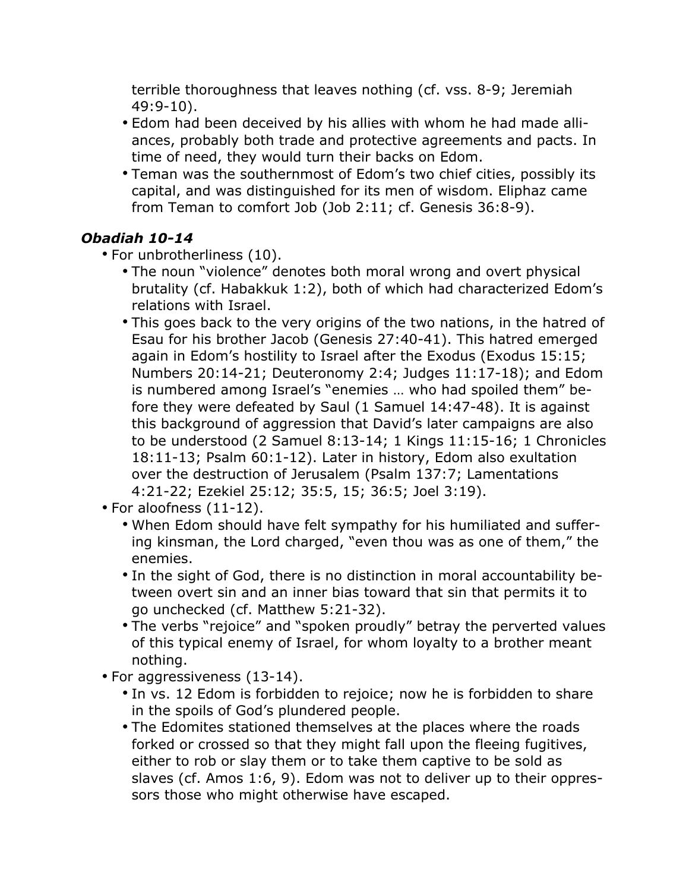terrible thoroughness that leaves nothing (cf. vss. 8-9; Jeremiah 49:9-10).
  - Edom had been deceived by his allies with whom he had made alliances, probably both trade and protective agreements and pacts. In time of need, they would turn their backs on Edom.
  - Teman was the southernmost of Edom's two chief cities, possibly its capital, and was distinguished for its men of wisdom. Eliphaz came from Teman to comfort Job (Job 2:11; cf. Genesis 36:8-9).

### *Obadiah 10-14*

- For unbrotherliness (10).
  - The noun "violence" denotes both moral wrong and overt physical brutality (cf. Habakkuk 1:2), both of which had characterized Edom's relations with Israel.
  - This goes back to the very origins of the two nations, in the hatred of Esau for his brother Jacob (Genesis 27:40-41). This hatred emerged again in Edom's hostility to Israel after the Exodus (Exodus 15:15; Numbers 20:14-21; Deuteronomy 2:4; Judges 11:17-18); and Edom is numbered among Israel's "enemies … who had spoiled them" before they were defeated by Saul (1 Samuel 14:47-48). It is against this background of aggression that David's later campaigns are also to be understood (2 Samuel 8:13-14; 1 Kings 11:15-16; 1 Chronicles 18:11-13; Psalm 60:1-12). Later in history, Edom also exultation over the destruction of Jerusalem (Psalm 137:7; Lamentations 4:21-22; Ezekiel 25:12; 35:5, 15; 36:5; Joel 3:19).
- For aloofness (11-12).
  - When Edom should have felt sympathy for his humiliated and suffering kinsman, the Lord charged, "even thou was as one of them," the enemies.
  - In the sight of God, there is no distinction in moral accountability between overt sin and an inner bias toward that sin that permits it to go unchecked (cf. Matthew 5:21-32).
  - The verbs "rejoice" and "spoken proudly" betray the perverted values of this typical enemy of Israel, for whom loyalty to a brother meant nothing.
- For aggressiveness (13-14).
  - In vs. 12 Edom is forbidden to rejoice; now he is forbidden to share in the spoils of God's plundered people.
  - The Edomites stationed themselves at the places where the roads forked or crossed so that they might fall upon the fleeing fugitives, either to rob or slay them or to take them captive to be sold as slaves (cf. Amos 1:6, 9). Edom was not to deliver up to their oppressors those who might otherwise have escaped.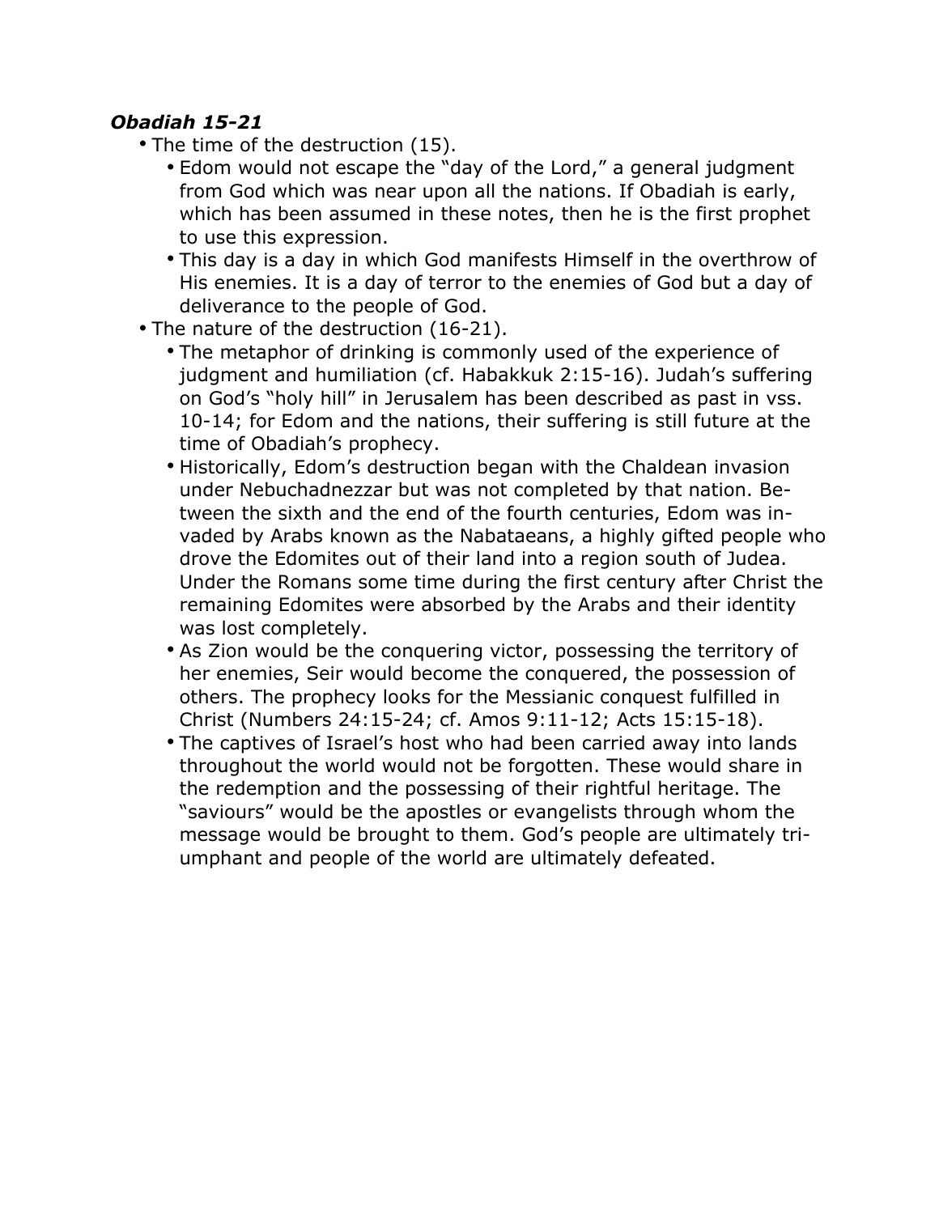***Obadiah 15-21***

- The time of the destruction (15).
  - Edom would not escape the "day of the Lord," a general judgment from God which was near upon all the nations. If Obadiah is early, which has been assumed in these notes, then he is the first prophet to use this expression.
  - This day is a day in which God manifests Himself in the overthrow of His enemies. It is a day of terror to the enemies of God but a day of deliverance to the people of God.
- The nature of the destruction (16-21).
  - The metaphor of drinking is commonly used of the experience of judgment and humiliation (cf. Habakkuk 2:15-16). Judah's suffering on God's "holy hill" in Jerusalem has been described as past in vss. 10-14; for Edom and the nations, their suffering is still future at the time of Obadiah's prophecy.
  - Historically, Edom's destruction began with the Chaldean invasion under Nebuchadnezzar but was not completed by that nation. Between the sixth and the end of the fourth centuries, Edom was invaded by Arabs known as the Nabataeans, a highly gifted people who drove the Edomites out of their land into a region south of Judea. Under the Romans some time during the first century after Christ the remaining Edomites were absorbed by the Arabs and their identity was lost completely.
  - As Zion would be the conquering victor, possessing the territory of her enemies, Seir would become the conquered, the possession of others. The prophecy looks for the Messianic conquest fulfilled in Christ (Numbers 24:15-24; cf. Amos 9:11-12; Acts 15:15-18).
  - The captives of Israel's host who had been carried away into lands throughout the world would not be forgotten. These would share in the redemption and the possessing of their rightful heritage. The "saviours" would be the apostles or evangelists through whom the message would be brought to them. God's people are ultimately triumphant and people of the world are ultimately defeated.